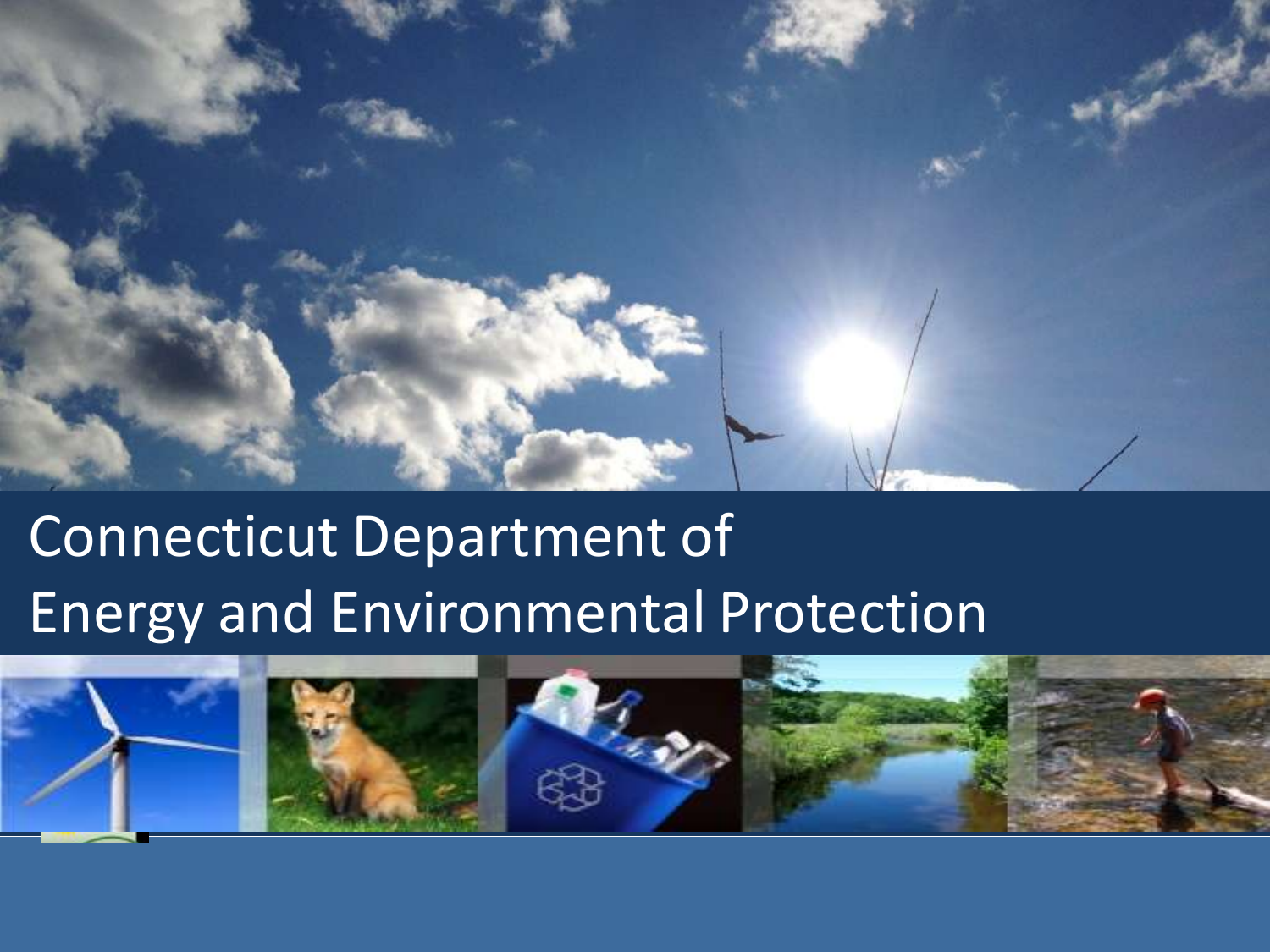# Connecticut Department of Energy and Environmental Protection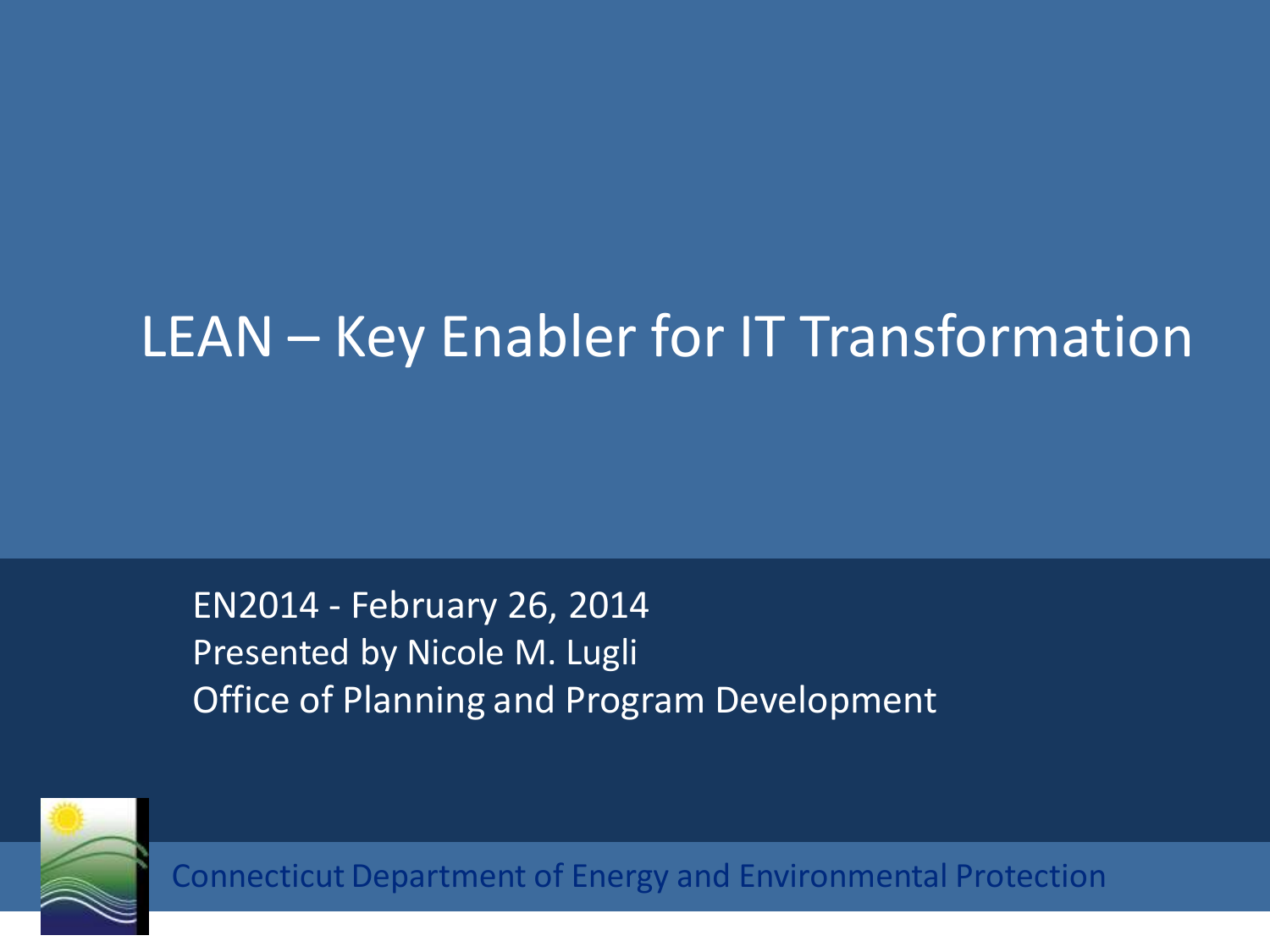# LEAN – Key Enabler for IT Transformation

EN2014 - February 26, 2014
Presented by Nicole M. Lugli
Office of Planning and Program Development

Connecticut Department of Energy and Environmental Protection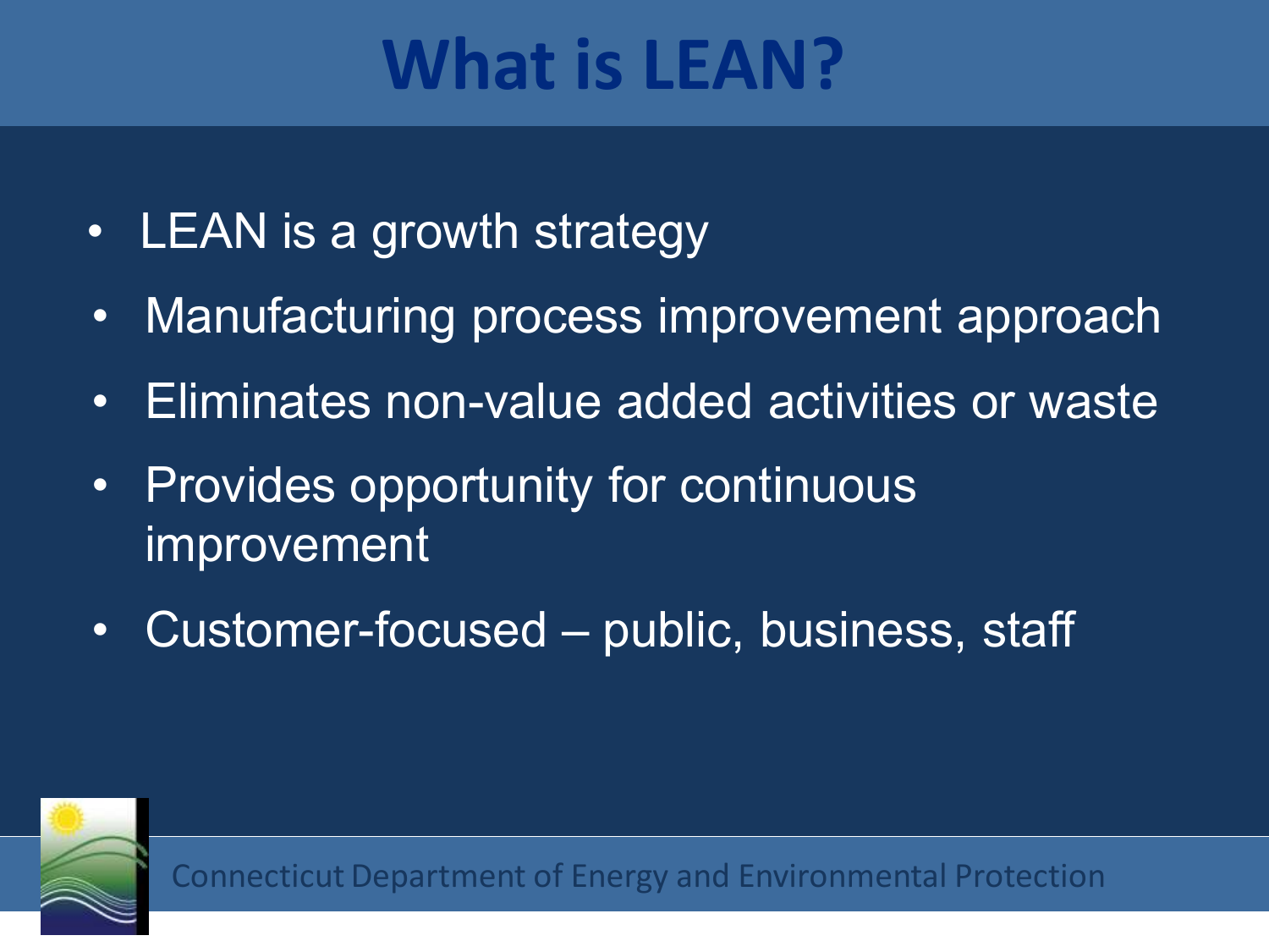# What is LEAN?

- LEAN is a growth strategy
- Manufacturing process improvement approach
- Eliminates non-value added activities or waste
- Provides opportunity for continuous improvement
- Customer-focused – public, business, staff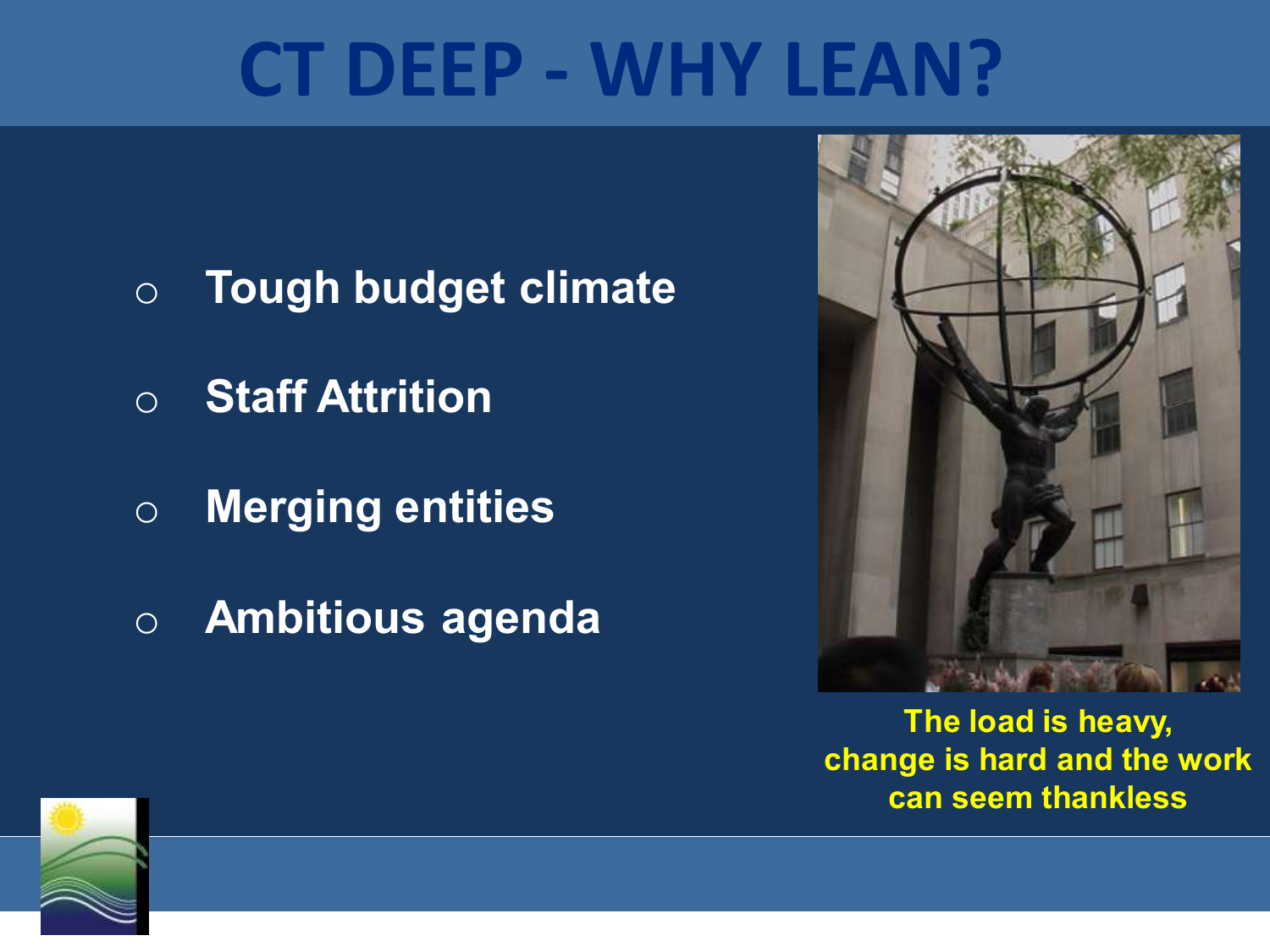# CT DEEP - WHY LEAN?

- Tough budget climate
- Staff Attrition
- Merging entities
- Ambitious agenda

**The load is heavy, change is hard and the work can seem thankless**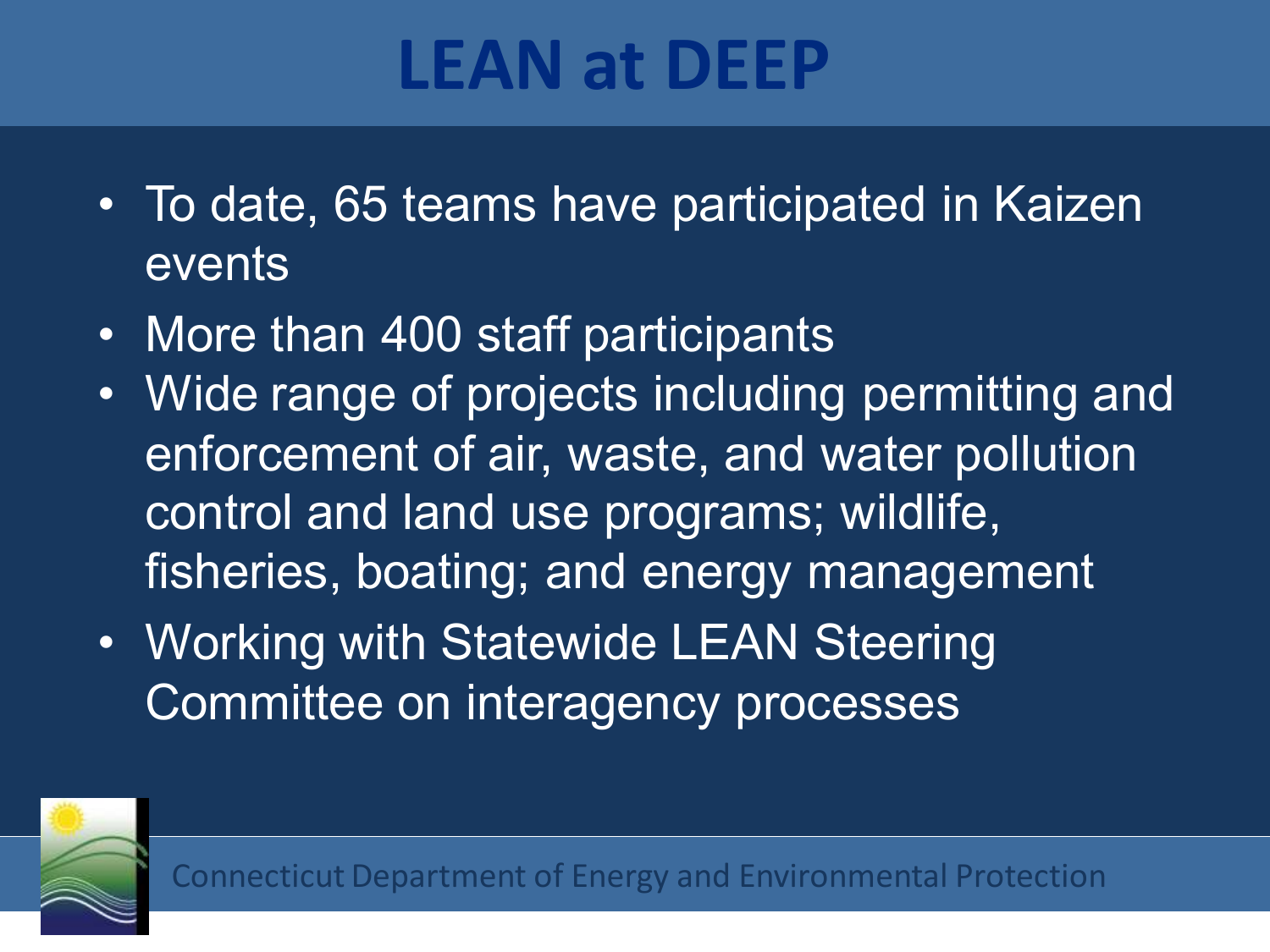# LEAN at DEEP

- To date, 65 teams have participated in Kaizen events
- More than 400 staff participants
- Wide range of projects including permitting and enforcement of air, waste, and water pollution control and land use programs; wildlife, fisheries, boating; and energy management
- Working with Statewide LEAN Steering Committee on interagency processes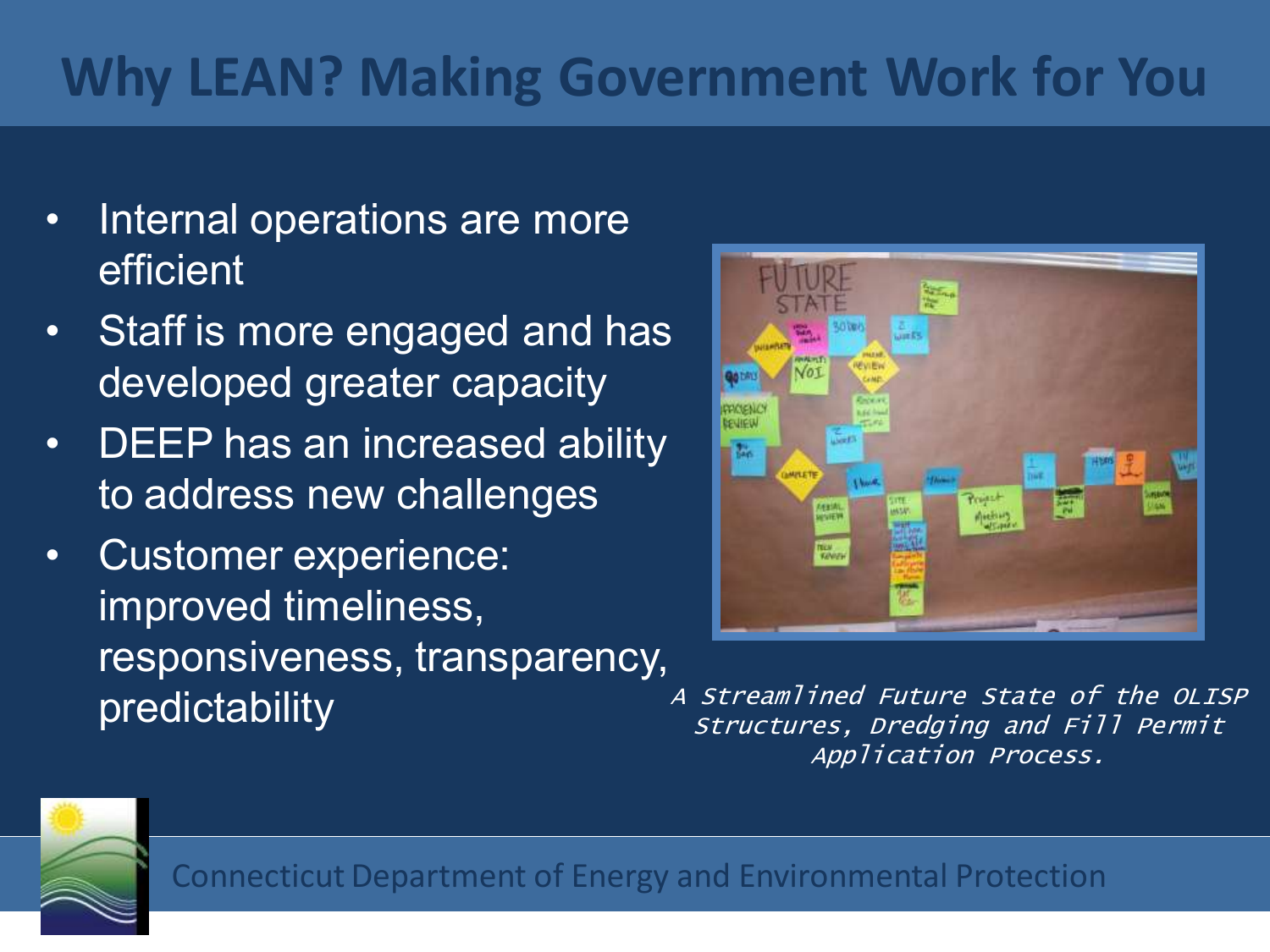# Why LEAN? Making Government Work for You

- Internal operations are more efficient
- Staff is more engaged and has developed greater capacity
- DEEP has an increased ability to address new challenges
- Customer experience: improved timeliness, responsiveness, transparency, predictability

*A Streamlined Future State of the OLISP Structures, Dredging and Fill Permit Application Process.*

Connecticut Department of Energy and Environmental Protection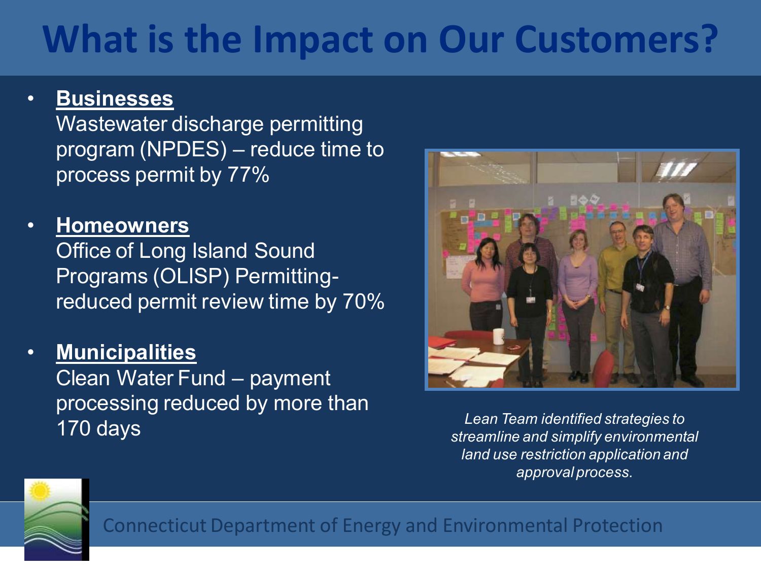# What is the Impact on Our Customers?

- **Businesses**
  Wastewater discharge permitting program (NPDES) – reduce time to process permit by 77%

- **Homeowners**
  Office of Long Island Sound Programs (OLISP) Permitting- reduced permit review time by 70%

- **Municipalities**
  Clean Water Fund – payment processing reduced by more than 170 days

*Lean Team identified strategies to streamline and simplify environmental land use restriction application and approval process.*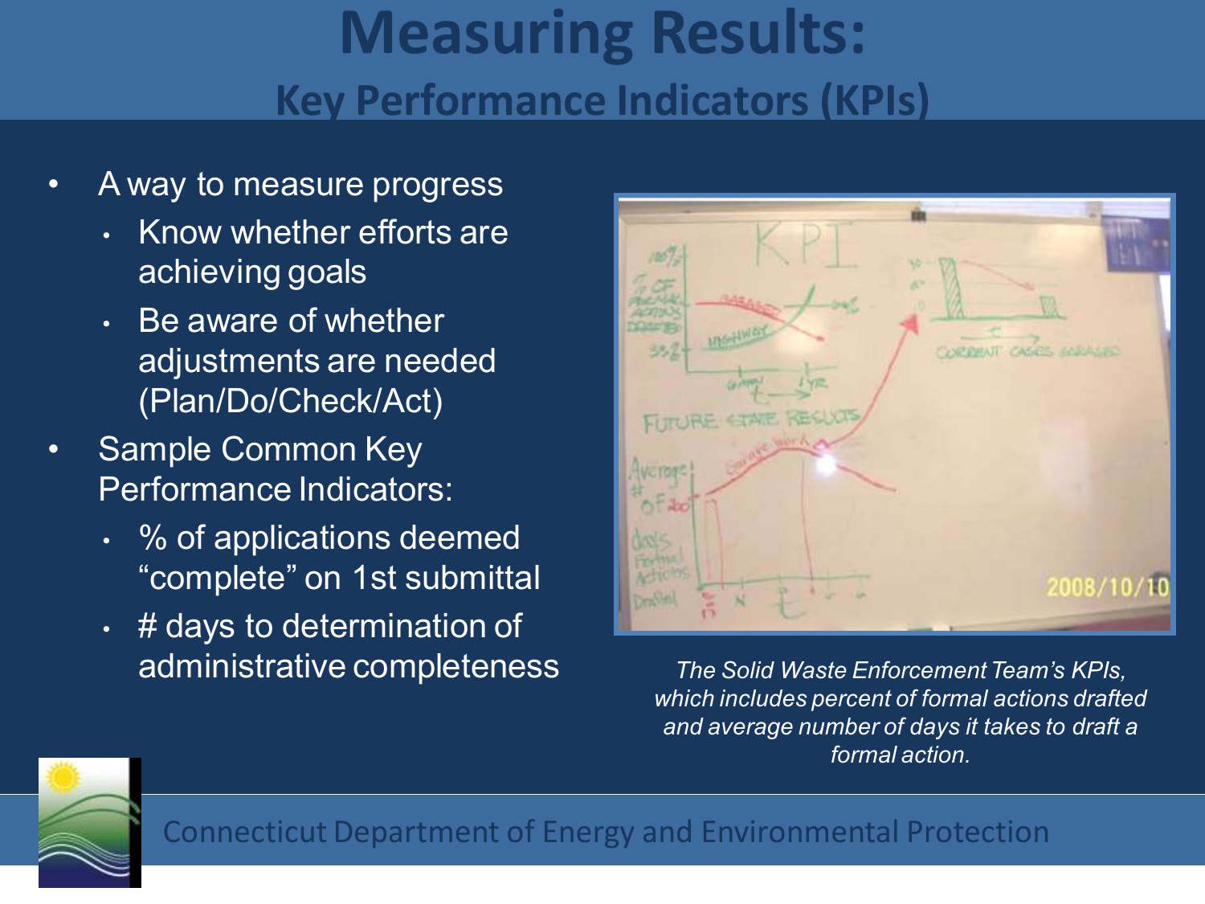# Measuring Results:

## Key Performance Indicators (KPIs)

- A way to measure progress
  - Know whether efforts are achieving goals
  - Be aware of whether adjustments are needed (Plan/Do/Check/Act)
- Sample Common Key Performance Indicators:
  - % of applications deemed "complete" on 1st submittal
  - # days to determination of administrative completeness

*The Solid Waste Enforcement Team's KPIs, which includes percent of formal actions drafted and average number of days it takes to draft a formal action.*

Connecticut Department of Energy and Environmental Protection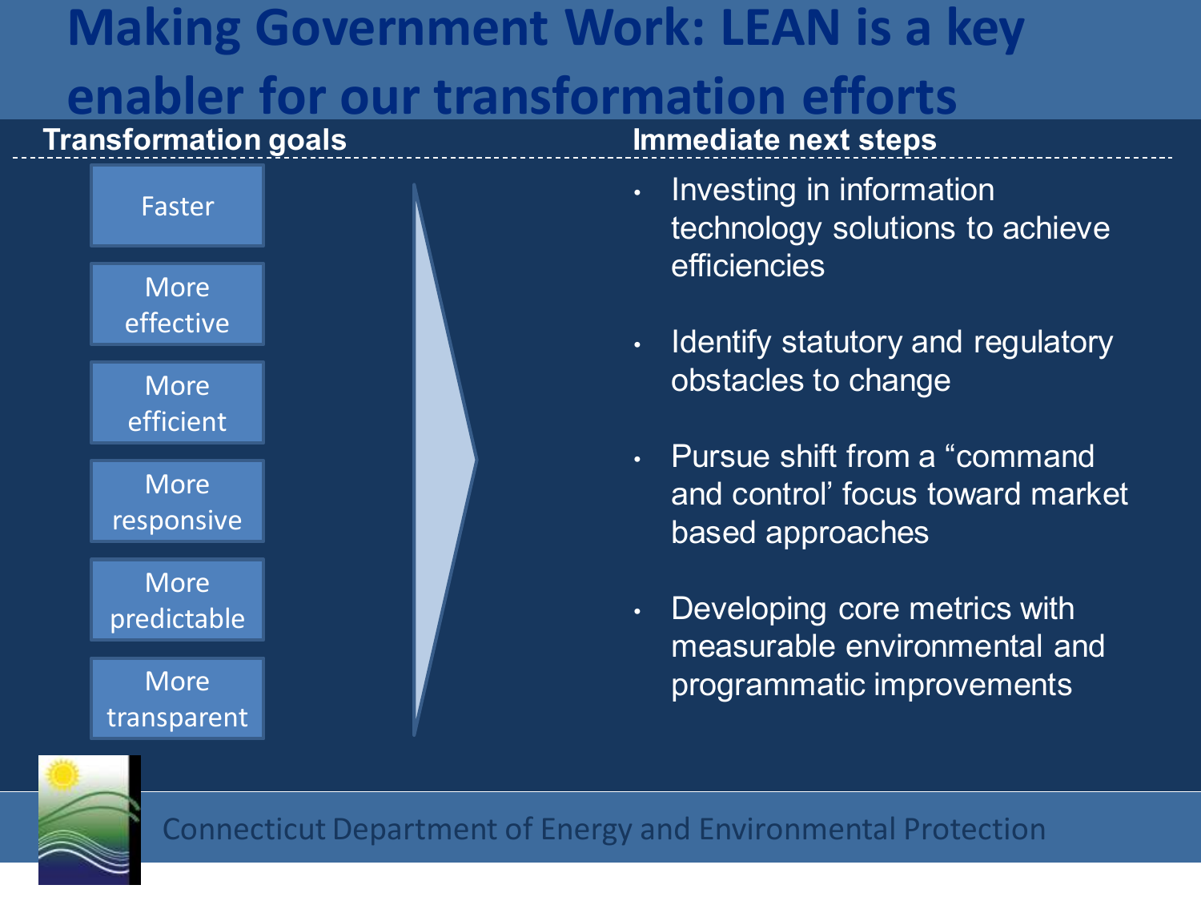# Making Government Work: LEAN is a key enabler for our transformation efforts

**Transformation goals**

- Faster
- More effective
- More efficient
- More responsive
- More predictable
- More transparent

**Immediate next steps**

- Investing in information technology solutions to achieve efficiencies
- Identify statutory and regulatory obstacles to change
- Pursue shift from a “command and control’ focus toward market based approaches
- Developing core metrics with measurable environmental and programmatic improvements

Connecticut Department of Energy and Environmental Protection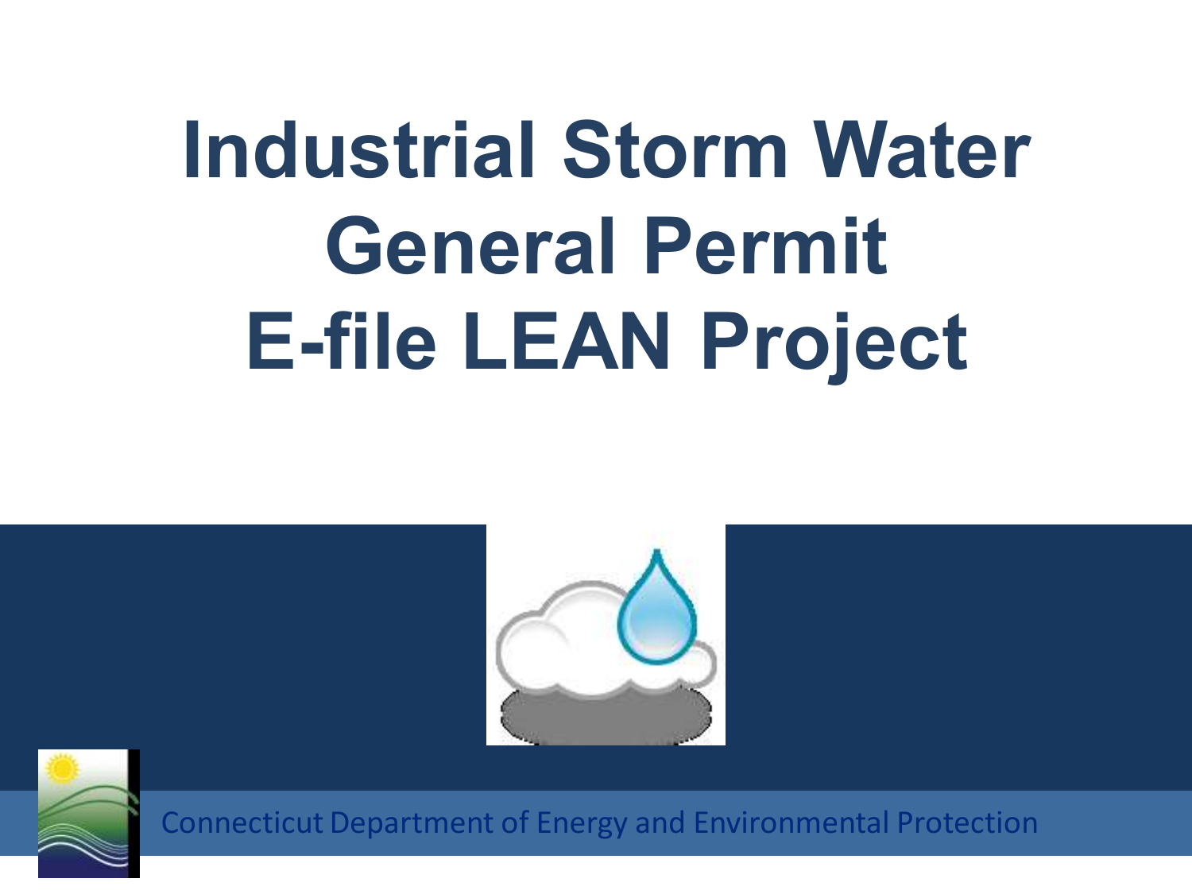# Industrial Storm Water General Permit E-file LEAN Project

Connecticut Department of Energy and Environmental Protection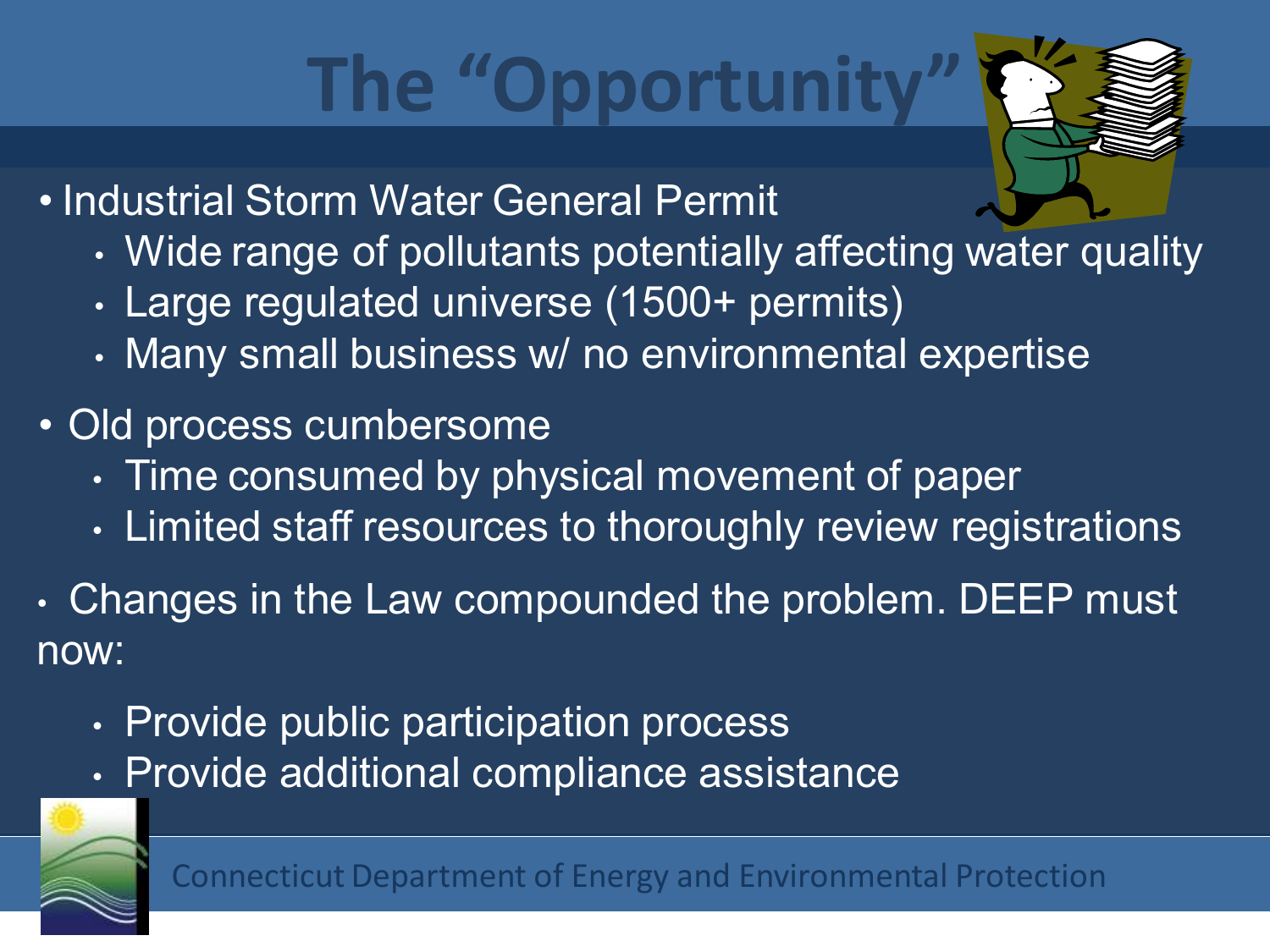# The "Opportunity"

- Industrial Storm Water General Permit
  - Wide range of pollutants potentially affecting water quality
  - Large regulated universe (1500+ permits)
  - Many small business w/ no environmental expertise
- Old process cumbersome
  - Time consumed by physical movement of paper
  - Limited staff resources to thoroughly review registrations
- Changes in the Law compounded the problem. DEEP must now:
  - Provide public participation process
  - Provide additional compliance assistance

Connecticut Department of Energy and Environmental Protection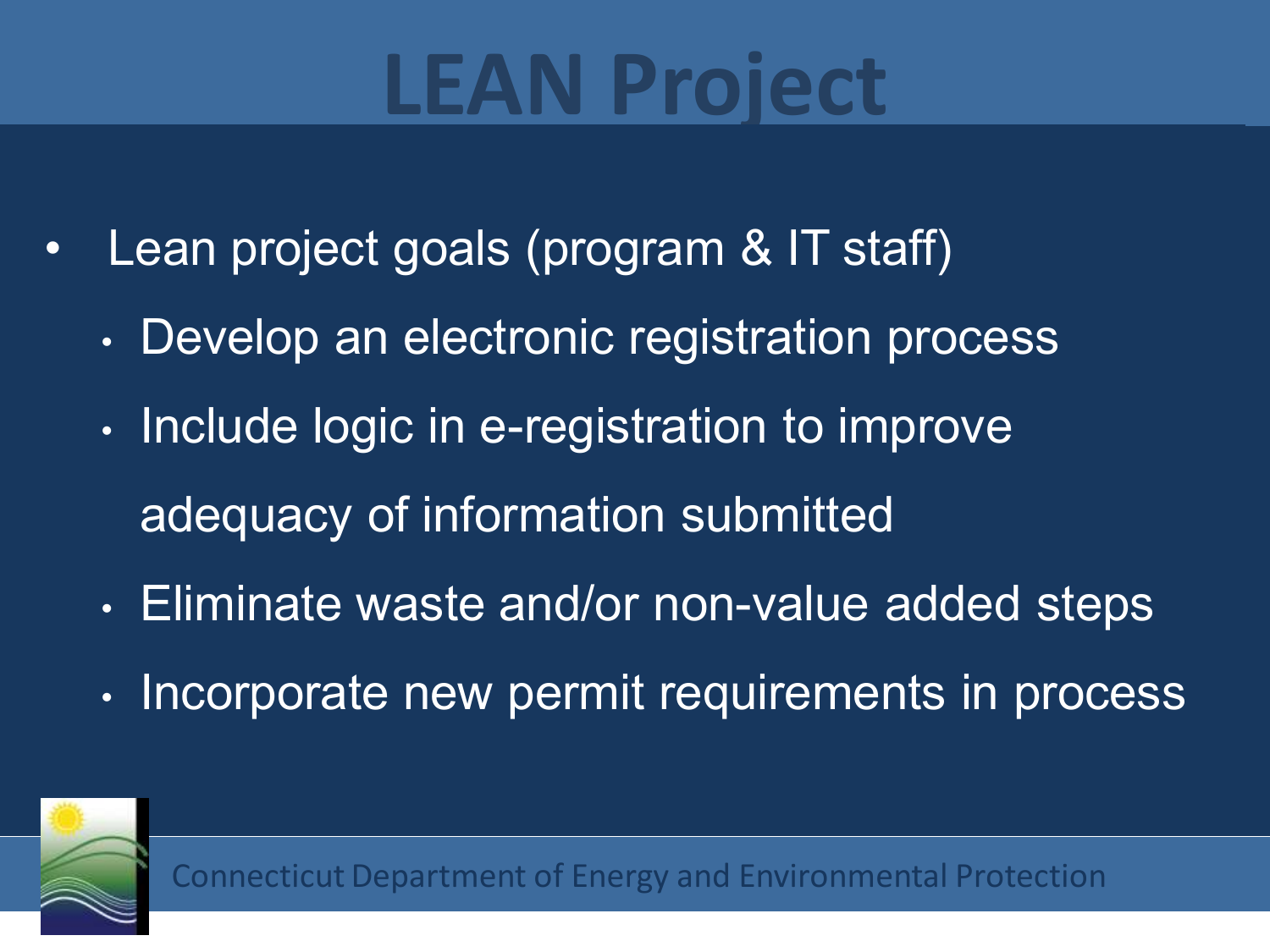# LEAN Project

- Lean project goals (program & IT staff)
  - Develop an electronic registration process
  - Include logic in e-registration to improve adequacy of information submitted
  - Eliminate waste and/or non-value added steps
  - Incorporate new permit requirements in process

Connecticut Department of Energy and Environmental Protection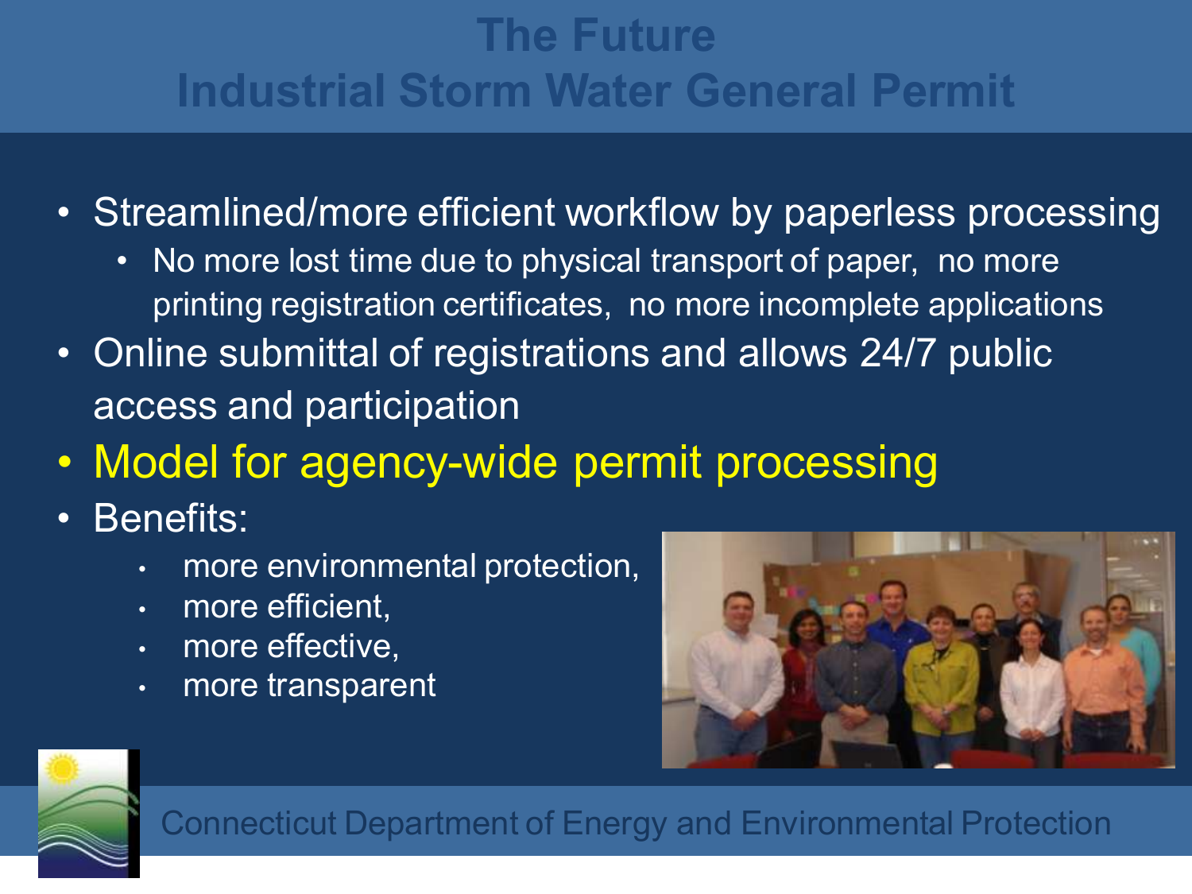# The Future
# Industrial Storm Water General Permit

- Streamlined/more efficient workflow by paperless processing
  - No more lost time due to physical transport of paper, no more printing registration certificates, no more incomplete applications
- Online submittal of registrations and allows 24/7 public access and participation
- Model for agency-wide permit processing
- Benefits:
  - more environmental protection,
  - more efficient,
  - more effective,
  - more transparent

Connecticut Department of Energy and Environmental Protection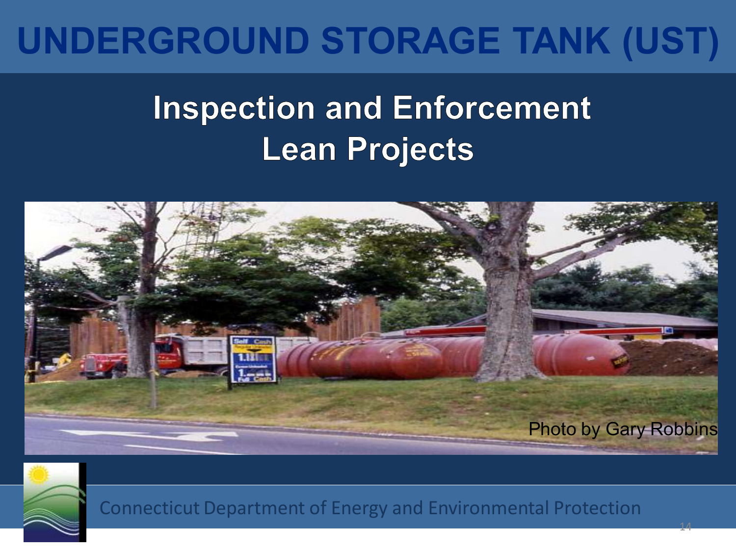# UNDERGROUND STORAGE TANK (UST)

## Inspection and Enforcement
## Lean Projects

Photo by Gary Robbins

Connecticut Department of Energy and Environmental Protection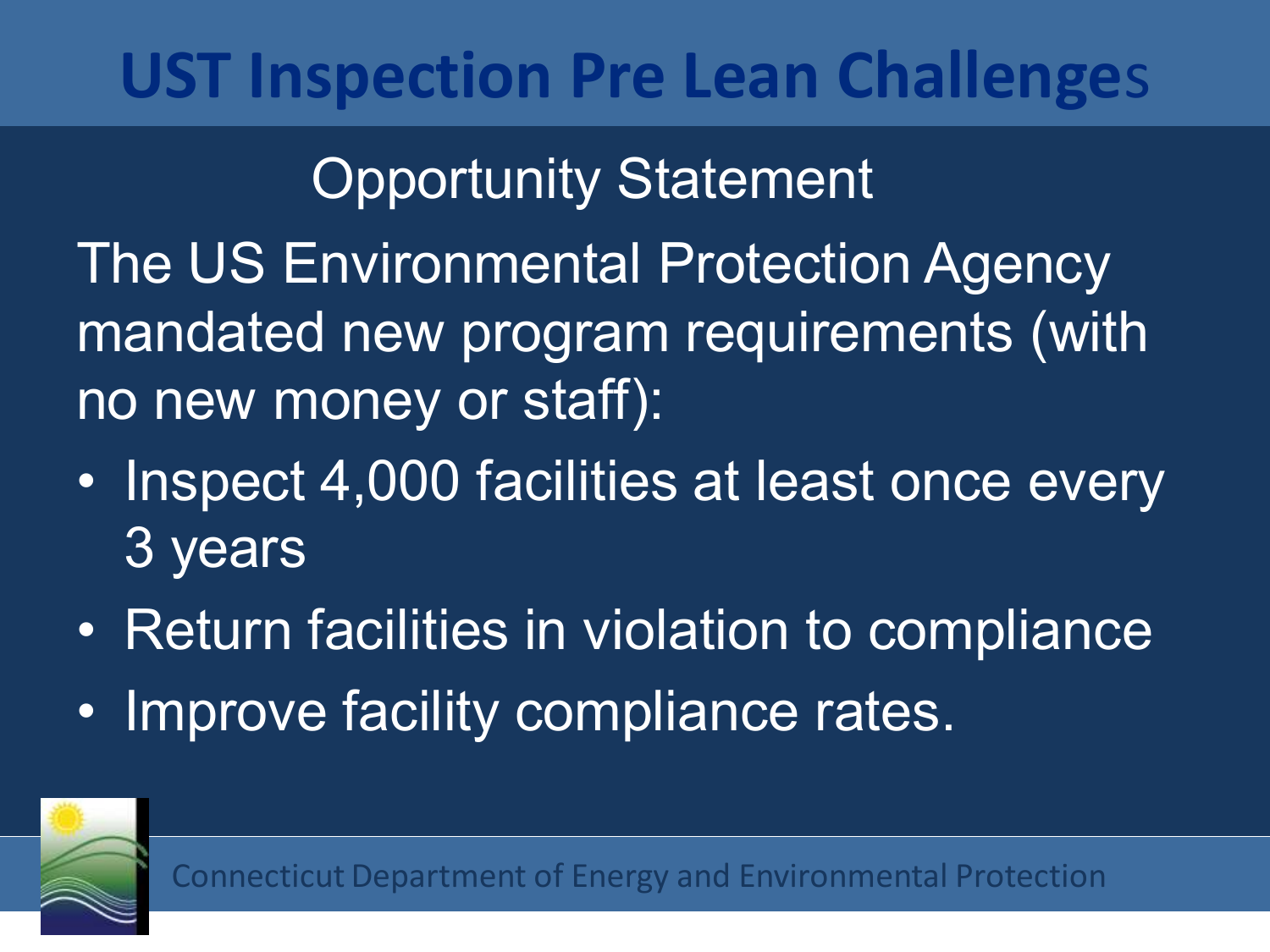# UST Inspection Pre Lean Challenges

## Opportunity Statement

The US Environmental Protection Agency mandated new program requirements (with no new money or staff):

- Inspect 4,000 facilities at least once every 3 years
- Return facilities in violation to compliance
- Improve facility compliance rates.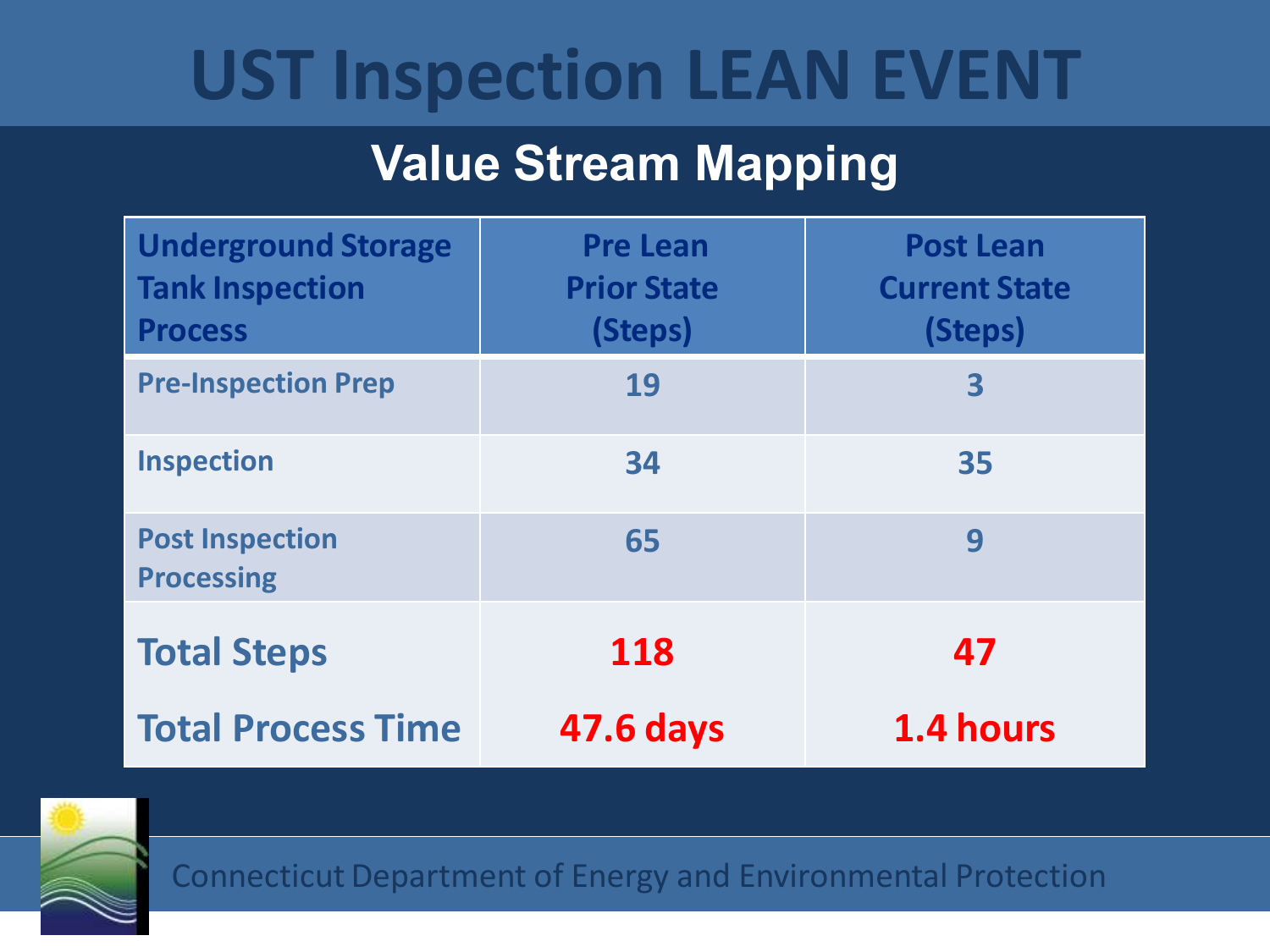# UST Inspection LEAN EVENT

## Value Stream Mapping

| Underground Storage Tank Inspection Process | Pre Lean Prior State (Steps) | Post Lean Current State (Steps) |
|---|---|---|
| Pre-Inspection Prep | 19 | 3 |
| Inspection | 34 | 35 |
| Post Inspection Processing | 65 | 9 |
| **Total Steps** | **118** | **47** |
| **Total Process Time** | **47.6 days** | **1.4 hours** |

Connecticut Department of Energy and Environmental Protection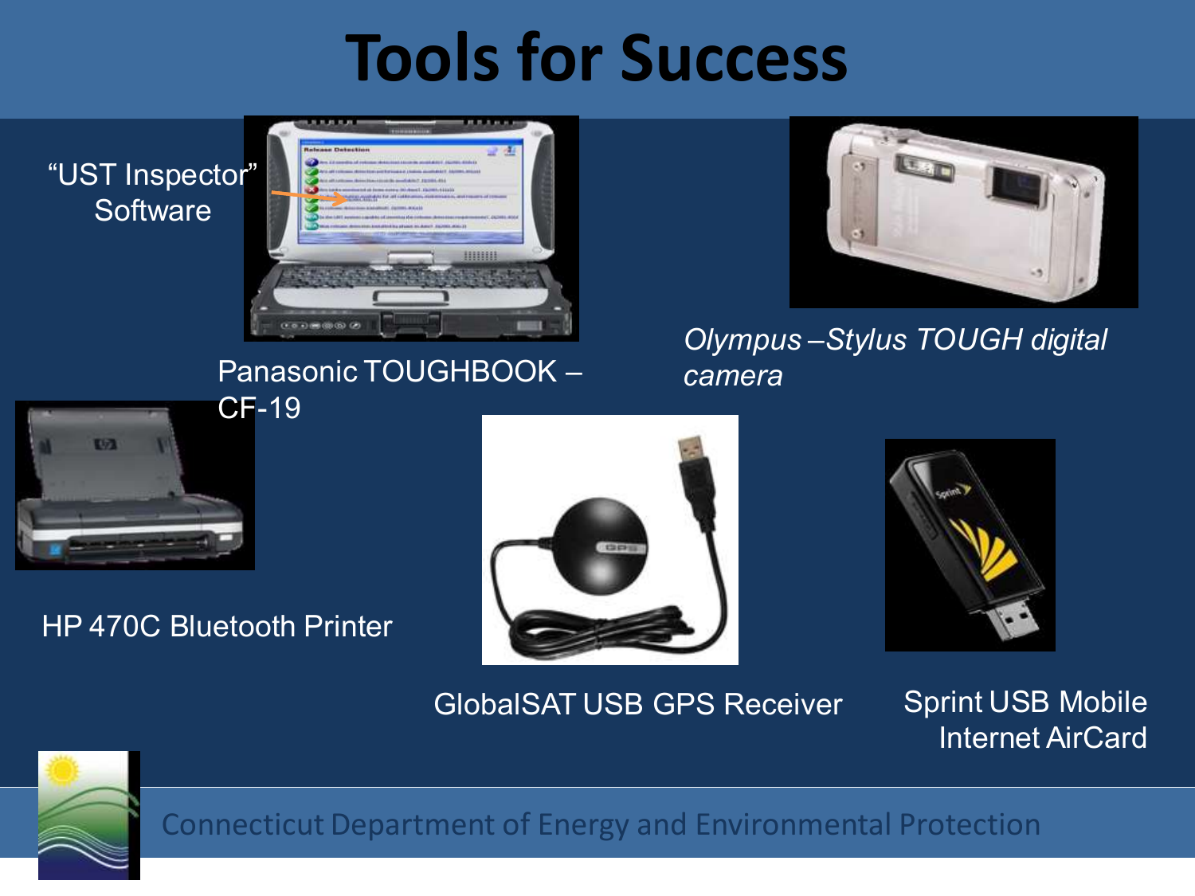# Tools for Success

"UST Inspector" Software

Panasonic TOUGHBOOK – CF-19

*Olympus –Stylus TOUGH digital camera*

HP 470C Bluetooth Printer

GlobalSAT USB GPS Receiver

Sprint USB Mobile Internet AirCard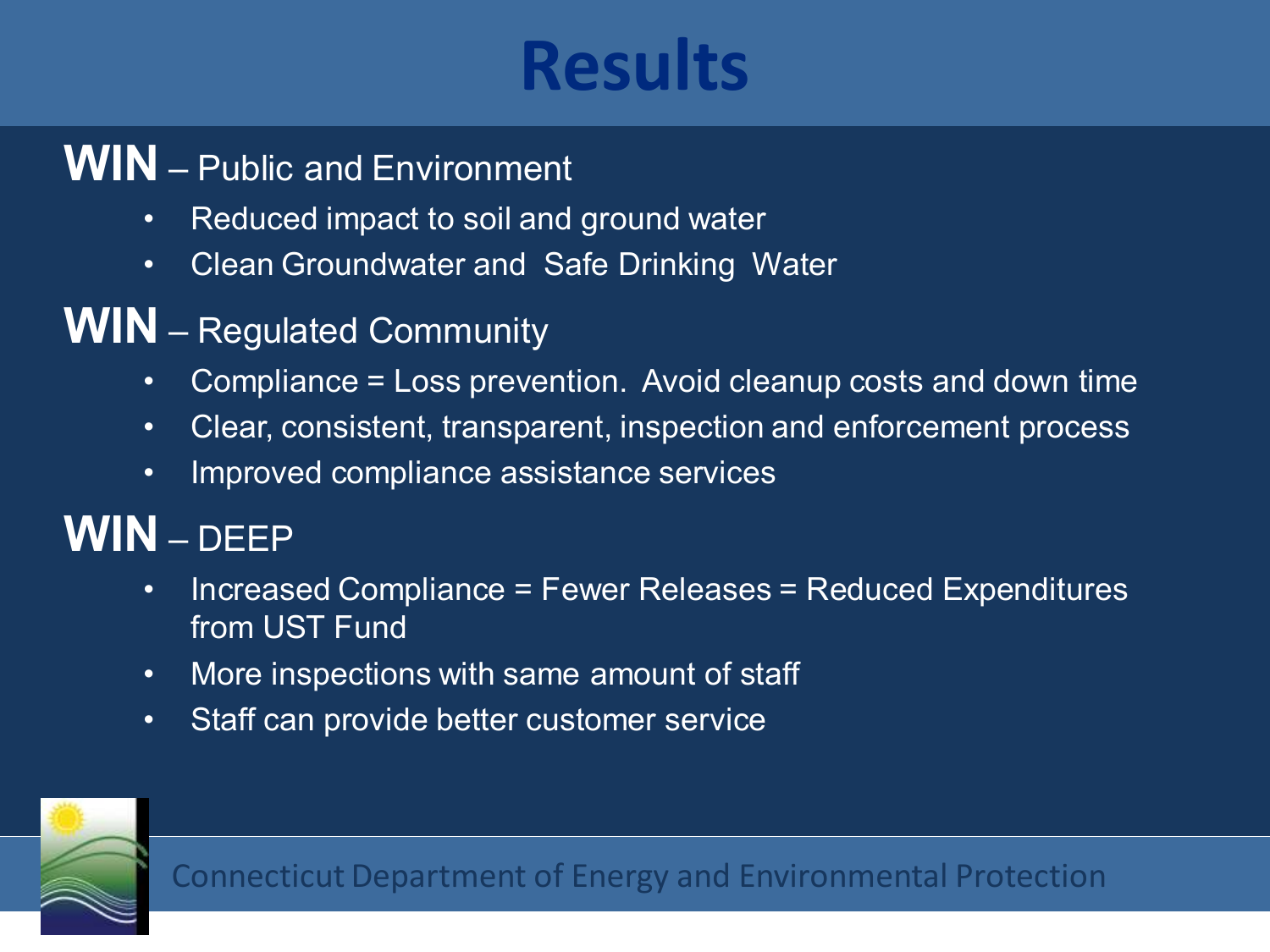# Results

**WIN** – Public and Environment

- Reduced impact to soil and ground water
- Clean Groundwater and Safe Drinking Water

**WIN** – Regulated Community

- Compliance = Loss prevention. Avoid cleanup costs and down time
- Clear, consistent, transparent, inspection and enforcement process
- Improved compliance assistance services

**WIN** – DEEP

- Increased Compliance = Fewer Releases = Reduced Expenditures from UST Fund
- More inspections with same amount of staff
- Staff can provide better customer service

Connecticut Department of Energy and Environmental Protection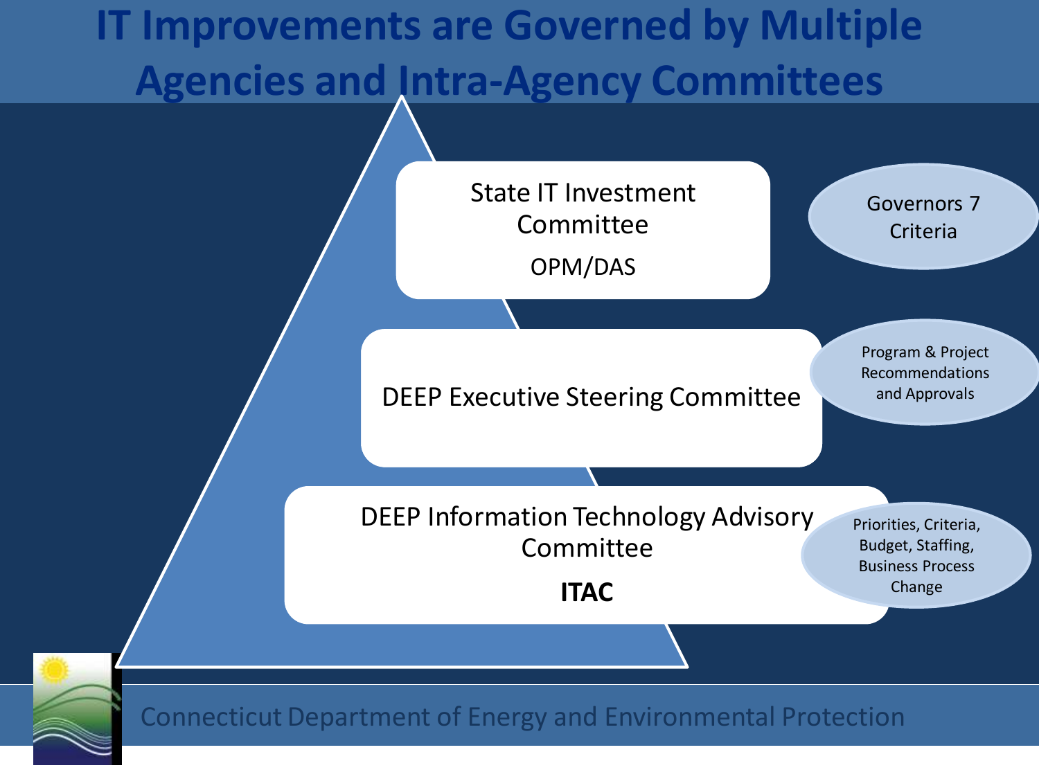# IT Improvements are Governed by Multiple Agencies and Intra-Agency Committees

State IT Investment Committee

OPM/DAS

Governors 7 Criteria

DEEP Executive Steering Committee

Program & Project Recommendations and Approvals

DEEP Information Technology Advisory Committee

**ITAC**

Priorities, Criteria, Budget, Staffing, Business Process Change

Connecticut Department of Energy and Environmental Protection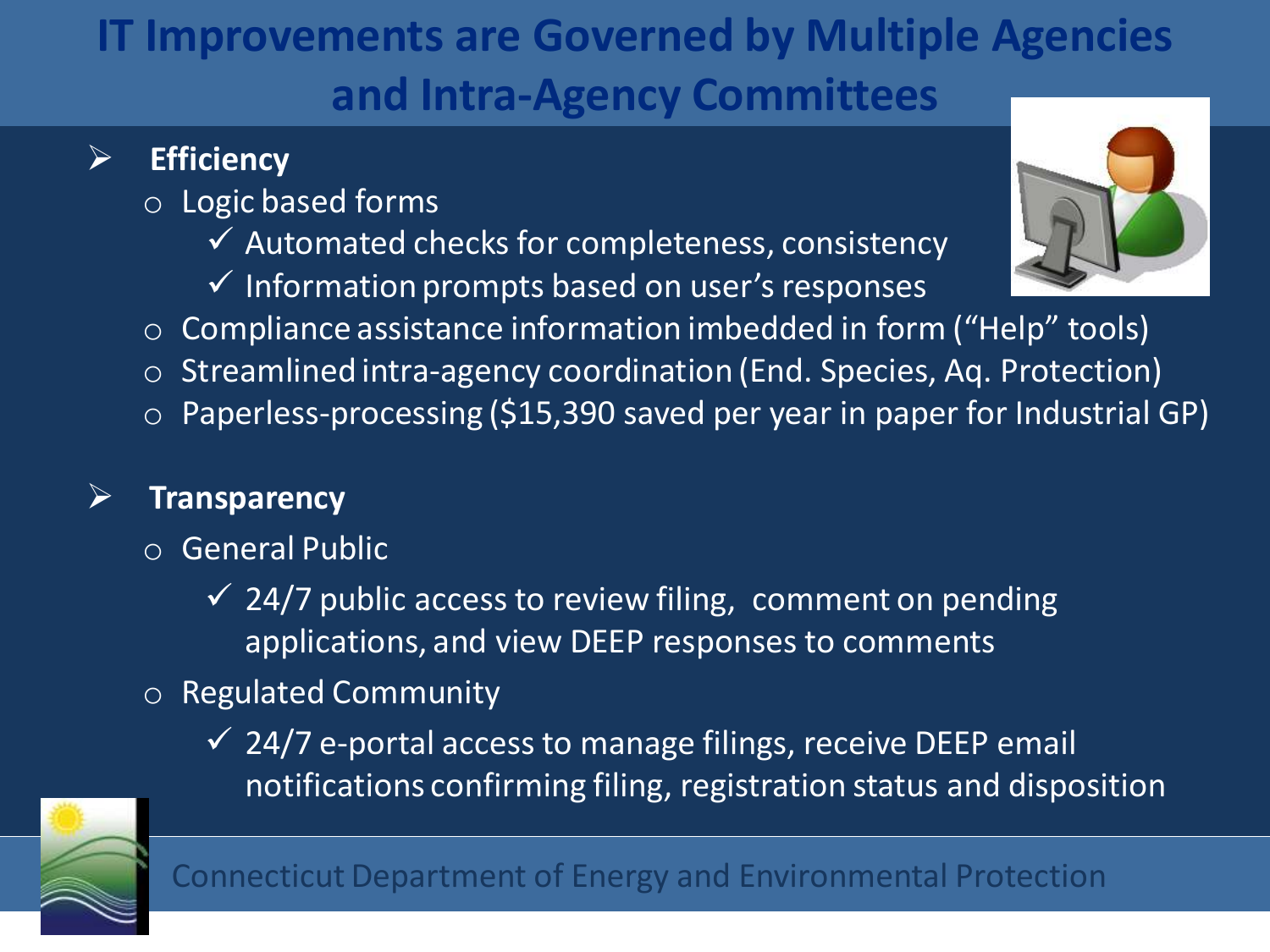# IT Improvements are Governed by Multiple Agencies and Intra-Agency Committees

- **Efficiency**
  - Logic based forms
    - ✓ Automated checks for completeness, consistency
    - ✓ Information prompts based on user's responses
  - Compliance assistance information imbedded in form ("Help" tools)
  - Streamlined intra-agency coordination (End. Species, Aq. Protection)
  - Paperless-processing ($15,390 saved per year in paper for Industrial GP)

- **Transparency**
  - General Public
    - ✓ 24/7 public access to review filing, comment on pending applications, and view DEEP responses to comments
  - Regulated Community
    - ✓ 24/7 e-portal access to manage filings, receive DEEP email notifications confirming filing, registration status and disposition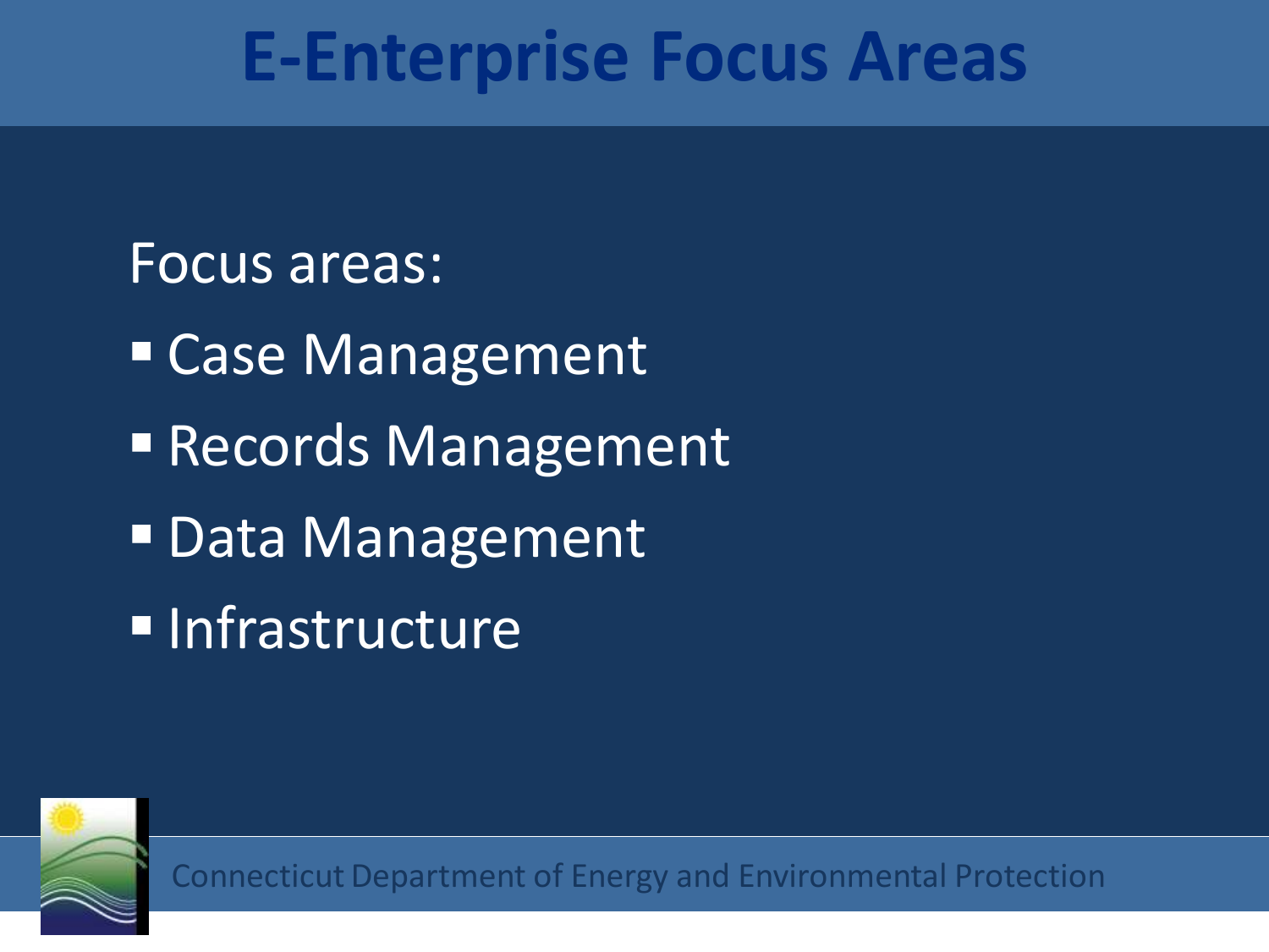# E-Enterprise Focus Areas

Focus areas:

- Case Management
- Records Management
- Data Management
- Infrastructure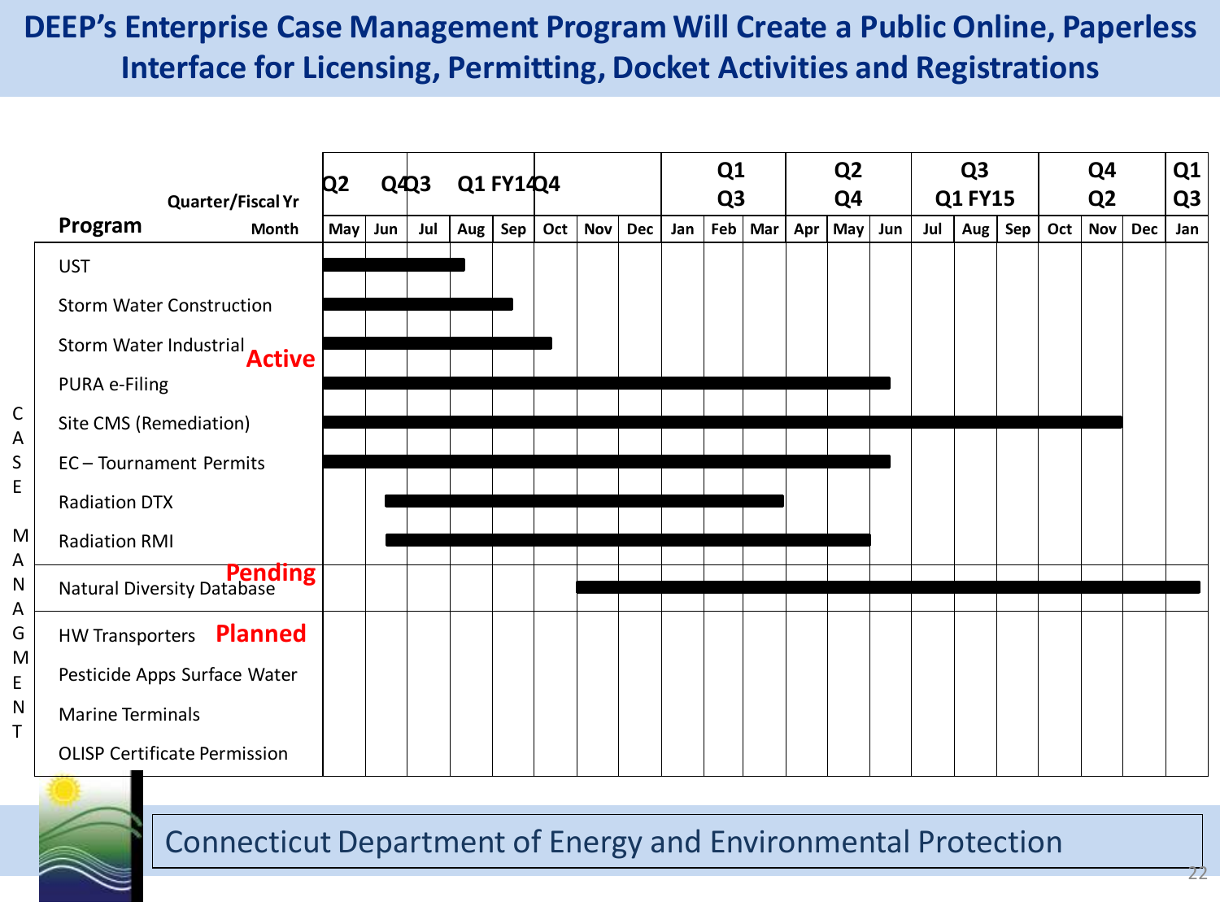# DEEP's Enterprise Case Management Program Will Create a Public Online, Paperless Interface for Licensing, Permitting, Docket Activities and Registrations

| Program | Status | Start | End |
|---|---|---|---|
| UST | Active | May | Jul/Aug |
| Storm Water Construction | Active | May | Aug/Sep |
| Storm Water Industrial | Active | May | Sep |
| PURA e-Filing | Active | May | Jun |
| Site CMS (Remediation) | Active | May | Nov |
| EC – Tournament Permits | Active | May | Jun |
| Radiation DTX | Active | Jun | Mar |
| Radiation RMI | Active | Jun | May |
| Natural Diversity Database | Pending | Nov | Jan |
| HW Transporters | Planned | | |
| Pesticide Apps Surface Water | Planned | | |
| Marine Terminals | Planned | | |
| OLISP Certificate Permission | Planned | | |

Timeline: May (Q2 / Q4) through the following year's May–Jun (Q2 / Q4), then Jul–Sep (Q3 / Q1 FY15), Oct–Dec (Q4 / Q2), Jan (Q1 / Q3). Jul–Sep of the first year is Q3 / Q1 FY14.

Connecticut Department of Energy and Environmental Protection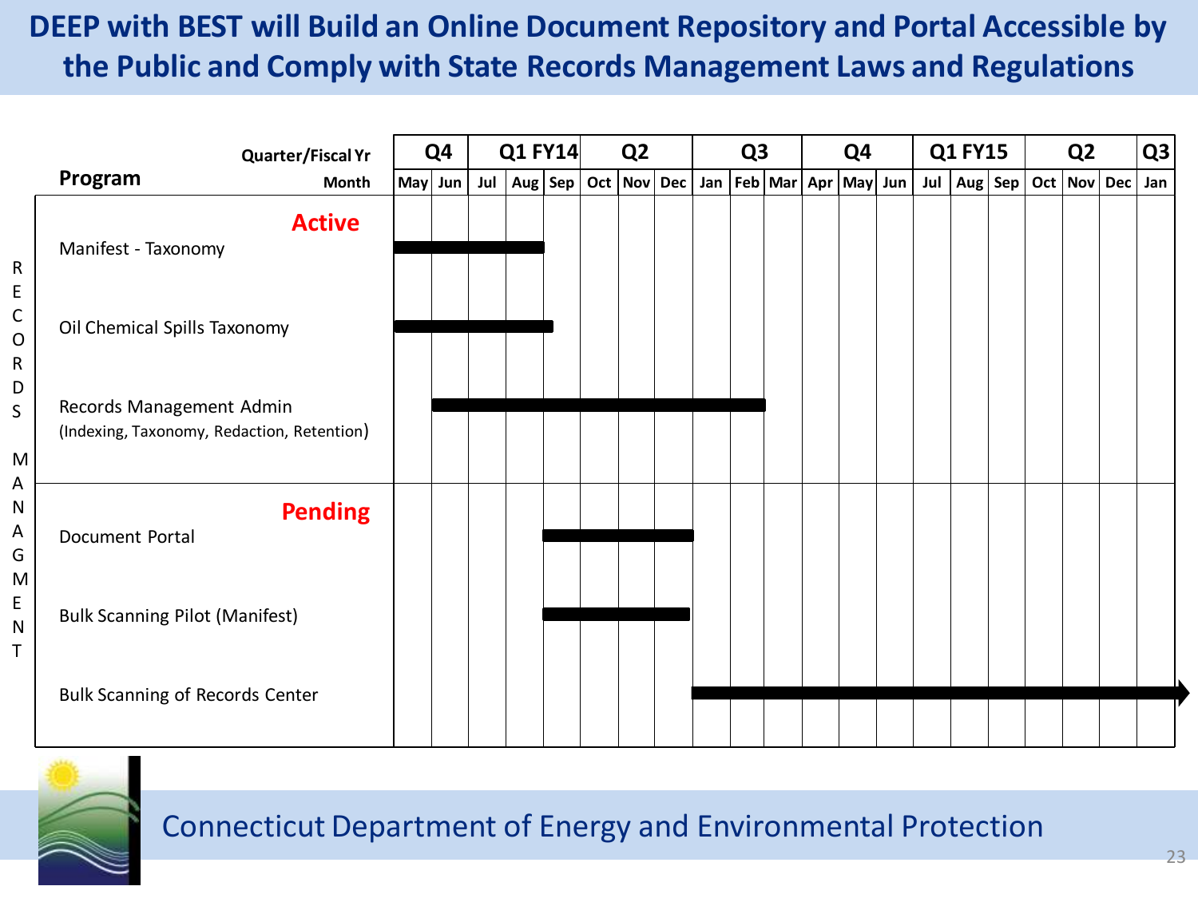# DEEP with BEST will Build an Online Document Repository and Portal Accessible by the Public and Comply with State Records Management Laws and Regulations

| | Program | Q4 | | Q1 FY14 | | | Q2 | | | Q3 | | | Q4 | | | Q1 FY15 | | | Q2 | | | Q3 |
|---|---|---|---|---|---|---|---|---|---|---|---|---|---|---|---|---|---|---|---|---|---|---|
| | | May | Jun | Jul | Aug | Sep | Oct | Nov | Dec | Jan | Feb | Mar | Apr | May | Jun | Jul | Aug | Sep | Oct | Nov | Dec | Jan |
| RECORDS MANAGMENT | **Active** | | | | | | | | | | | | | | | | | | | | | |
| | Manifest - Taxonomy | X | X | X | X | | | | | | | | | | | | | | | | | |
| | Oil Chemical Spills Taxonomy | X | X | X | X | | | | | | | | | | | | | | | | | |
| | Records Management Admin (Indexing, Taxonomy, Redaction, Retention) | | X | X | X | X | X | X | X | X | X | | | | | | | | | | | |
| | **Pending** | | | | | | | | | | | | | | | | | | | | | |
| | Document Portal | | | | | X | X | X | X | | | | | | | | | | | | | |
| | Bulk Scanning Pilot (Manifest) | | | | | X | X | X | X | | | | | | | | | | | | | |
| | Bulk Scanning of Records Center | | | | | | | | | X | X | X | X | X | X | X | X | X | X | X | X | X → |

Connecticut Department of Energy and Environmental Protection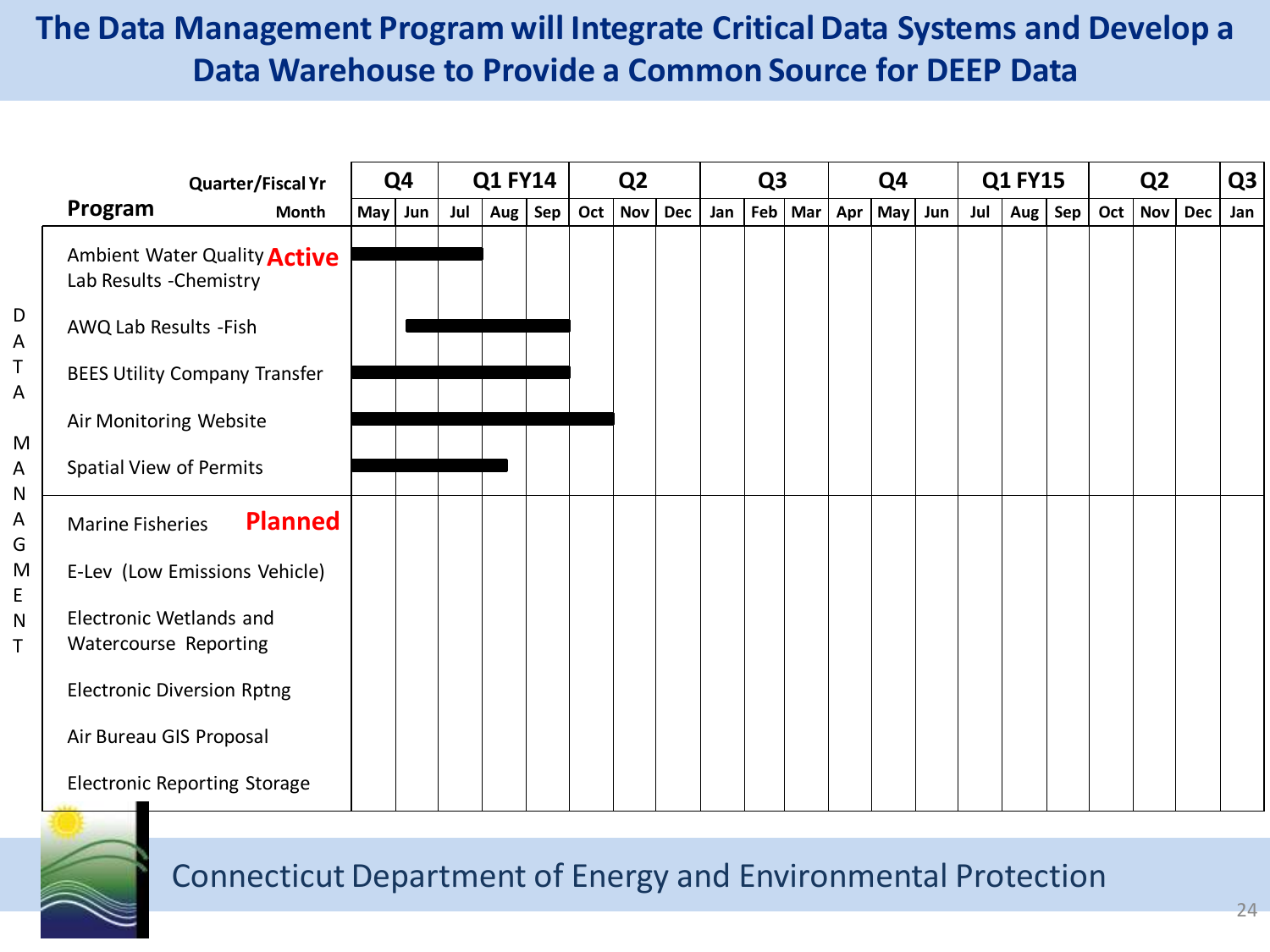# The Data Management Program will Integrate Critical Data Systems and Develop a Data Warehouse to Provide a Common Source for DEEP Data

| Program | Q4 | | Q1 FY14 | | | Q2 | | | Q3 | | | Q4 | | | Q1 FY15 | | | Q2 | | | Q3 |
|---|---|---|---|---|---|---|---|---|---|---|---|---|---|---|---|---|---|---|---|---|---|
| | May | Jun | Jul | Aug | Sep | Oct | Nov | Dec | Jan | Feb | Mar | Apr | May | Jun | Jul | Aug | Sep | Oct | Nov | Dec | Jan |
| **Active** | | | | | | | | | | | | | | | | | | | | | |
| Ambient Water Quality Lab Results -Chemistry | ■ | ■ | ■ | | | | | | | | | | | | | | | | | | |
| AWQ Lab Results -Fish | | ■ | ■ | ■ | ■ | | | | | | | | | | | | | | | | |
| BEES Utility Company Transfer | ■ | ■ | ■ | ■ | ■ | | | | | | | | | | | | | | | | |
| Air Monitoring Website | ■ | ■ | ■ | ■ | ■ | ■ | | | | | | | | | | | | | | | |
| Spatial View of Permits | ■ | ■ | ■ | ■ | | | | | | | | | | | | | | | | | |
| **Planned** | | | | | | | | | | | | | | | | | | | | | |
| Marine Fisheries | | | | | | | | | | | | | | | | | | | | | |
| E-Lev (Low Emissions Vehicle) | | | | | | | | | | | | | | | | | | | | | |
| Electronic Wetlands and Watercourse Reporting | | | | | | | | | | | | | | | | | | | | | |
| Electronic Diversion Rptng | | | | | | | | | | | | | | | | | | | | | |
| Air Bureau GIS Proposal | | | | | | | | | | | | | | | | | | | | | |
| Electronic Reporting Storage | | | | | | | | | | | | | | | | | | | | | |

DATA MANAGEMENT

Connecticut Department of Energy and Environmental Protection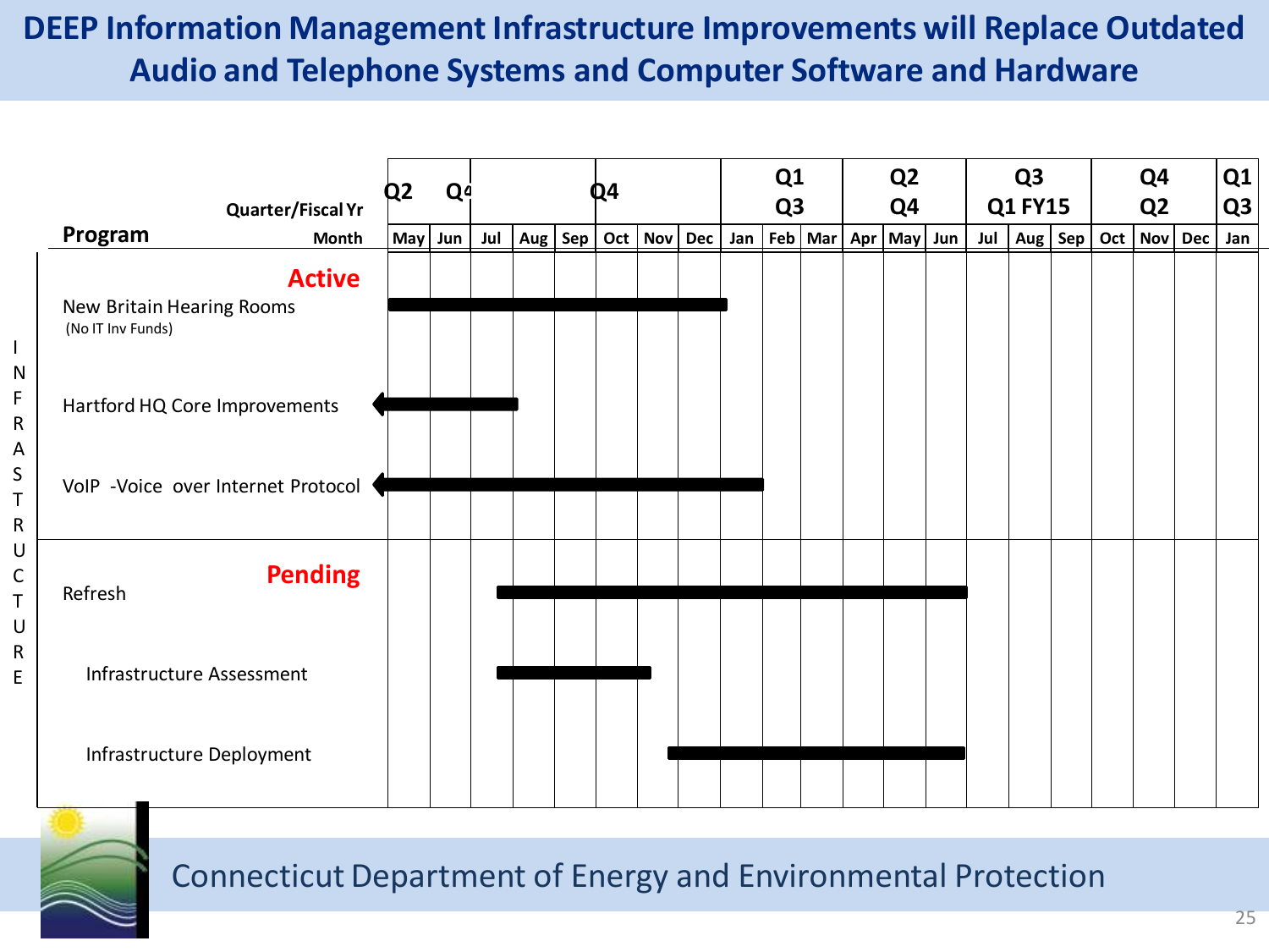# DEEP Information Management Infrastructure Improvements will Replace Outdated Audio and Telephone Systems and Computer Software and Hardware

**INFRASTRUCTURE**

| Program | Quarter/Fiscal Yr | Q2 | Q4 | | | Q4 | | | Q1 Q3 | | | Q2 Q4 | | | Q3 Q1 FY15 | | | Q4 Q2 | | | Q1 Q3 |
|---|---|---|---|---|---|---|---|---|---|---|---|---|---|---|---|---|---|---|---|---|---|
| | **Month** | May | Jun | Jul | Aug | Sep | Oct | Nov | Dec | Jan | Feb | Mar | Apr | May | Jun | Jul | Aug | Sep | Oct | Nov | Dec |
| **Active** | | | | | | | | | | | | | | | | | | | | | |
| New Britain Hearing Rooms (No IT Inv Funds) | | ■ | ■ | ■ | ■ | ■ | ■ | ■ | ■ | | | | | | | | | | | | |
| Hartford HQ Core Improvements | | ◄■ | ■ | ■ | ■ | | | | | | | | | | | | | | | | |
| VoIP -Voice over Internet Protocol | | ◄■ | ■ | ■ | ■ | ■ | ■ | ■ | ■ | ■ | | | | | | | | | | | |
| **Pending** | | | | | | | | | | | | | | | | | | | | | |
| Refresh | | | | ■ | ■ | ■ | ■ | ■ | ■ | ■ | ■ | ■ | ■ | ■ | ■ | | | | | | |
| Infrastructure Assessment | | | | ■ | ■ | ■ | ■ | | | | | | | | | | | | | | |
| Infrastructure Deployment | | | | | | | | ■ | ■ | ■ | ■ | ■ | ■ | ■ | ■ | | | | | | |

Connecticut Department of Energy and Environmental Protection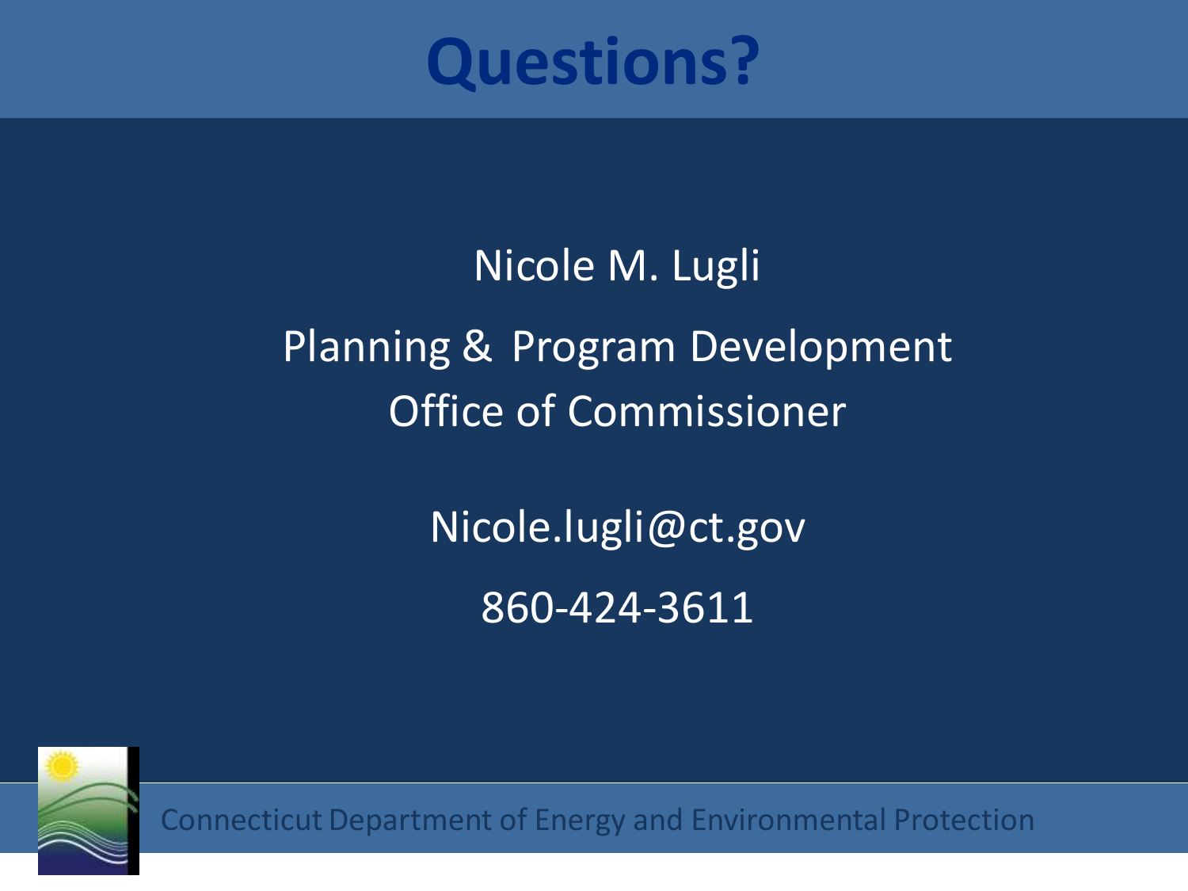# Questions?

Nicole M. Lugli

Planning & Program Development
Office of Commissioner

Nicole.lugli@ct.gov

860-424-3611

Connecticut Department of Energy and Environmental Protection